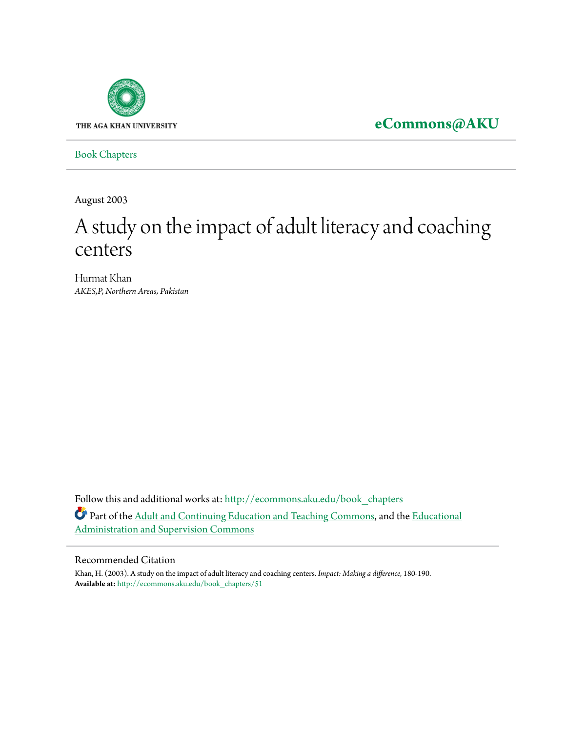THE AGA KHAN UNIVERSITY

**eCommons@AKU**

Book Chapters

August 2003

# A study on the impact of adult literacy and coaching centers

Hurmat Khan
*AKES,P, Northern Areas, Pakistan*

Follow this and additional works at: http://ecommons.aku.edu/book_chapters

Part of the Adult and Continuing Education and Teaching Commons, and the Educational Administration and Supervision Commons

## Recommended Citation

Khan, H. (2003). A study on the impact of adult literacy and coaching centers. *Impact: Making a difference*, 180-190.
**Available at:** http://ecommons.aku.edu/book_chapters/51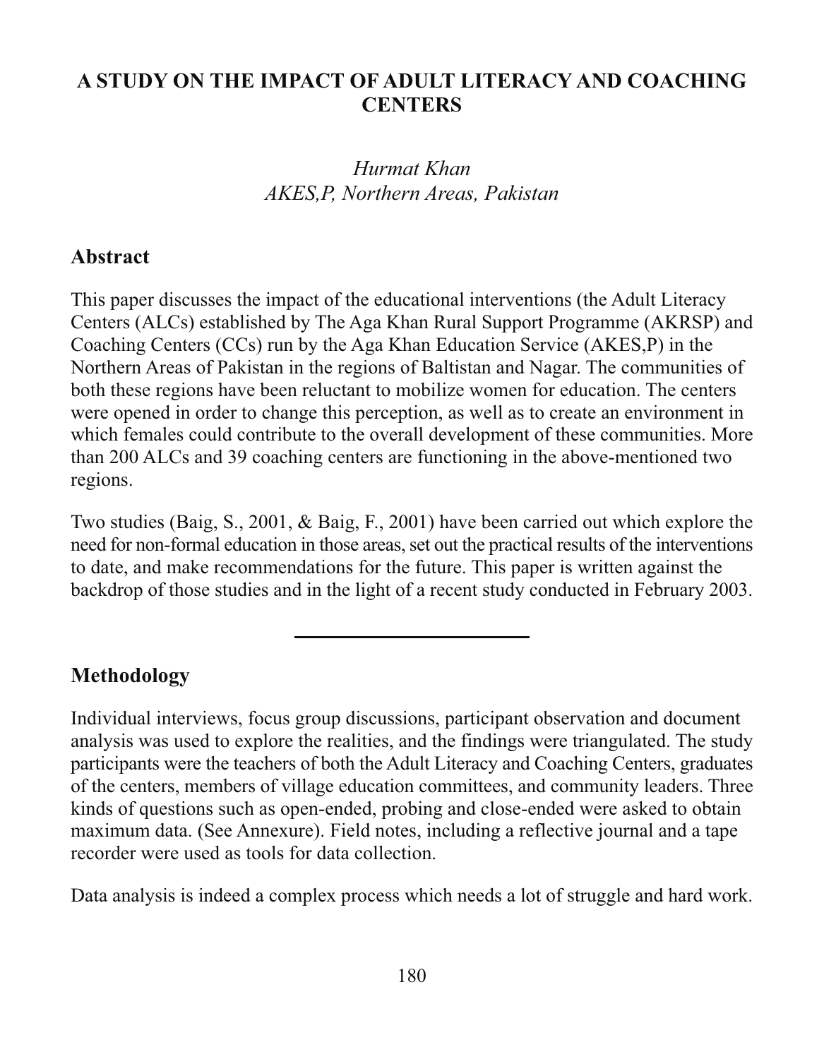# A STUDY ON THE IMPACT OF ADULT LITERACY AND COACHING CENTERS

*Hurmat Khan*
*AKES,P, Northern Areas, Pakistan*

## Abstract

This paper discusses the impact of the educational interventions (the Adult Literacy Centers (ALCs) established by The Aga Khan Rural Support Programme (AKRSP) and Coaching Centers (CCs) run by the Aga Khan Education Service (AKES,P) in the Northern Areas of Pakistan in the regions of Baltistan and Nagar. The communities of both these regions have been reluctant to mobilize women for education. The centers were opened in order to change this perception, as well as to create an environment in which females could contribute to the overall development of these communities. More than 200 ALCs and 39 coaching centers are functioning in the above-mentioned two regions.

Two studies (Baig, S., 2001, & Baig, F., 2001) have been carried out which explore the need for non-formal education in those areas, set out the practical results of the interventions to date, and make recommendations for the future. This paper is written against the backdrop of those studies and in the light of a recent study conducted in February 2003.

---

## Methodology

Individual interviews, focus group discussions, participant observation and document analysis was used to explore the realities, and the findings were triangulated. The study participants were the teachers of both the Adult Literacy and Coaching Centers, graduates of the centers, members of village education committees, and community leaders. Three kinds of questions such as open-ended, probing and close-ended were asked to obtain maximum data. (See Annexure). Field notes, including a reflective journal and a tape recorder were used as tools for data collection.

Data analysis is indeed a complex process which needs a lot of struggle and hard work.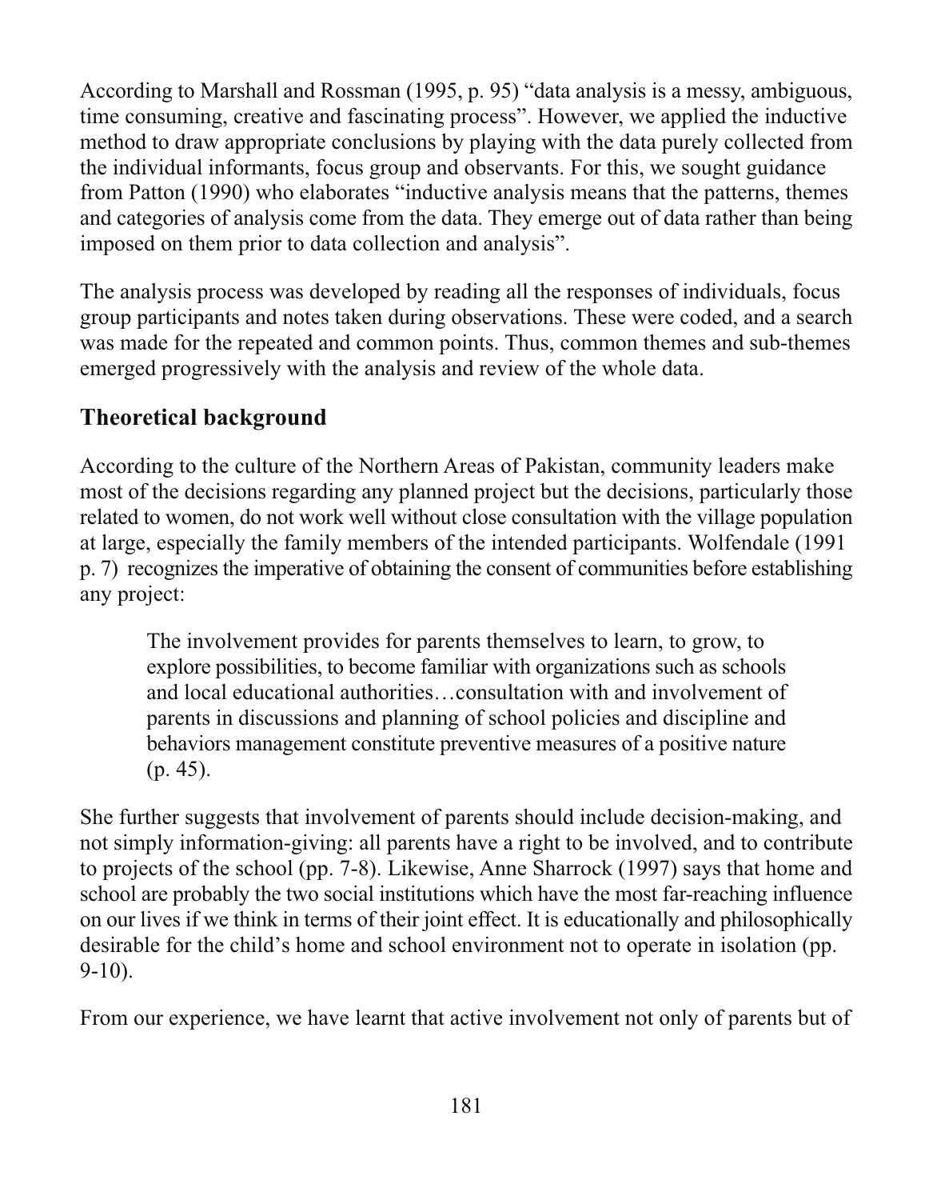According to Marshall and Rossman (1995, p. 95) “data analysis is a messy, ambiguous, time consuming, creative and fascinating process”. However, we applied the inductive method to draw appropriate conclusions by playing with the data purely collected from the individual informants, focus group and observants. For this, we sought guidance from Patton (1990) who elaborates “inductive analysis means that the patterns, themes and categories of analysis come from the data. They emerge out of data rather than being imposed on them prior to data collection and analysis”.

The analysis process was developed by reading all the responses of individuals, focus group participants and notes taken during observations. These were coded, and a search was made for the repeated and common points. Thus, common themes and sub-themes emerged progressively with the analysis and review of the whole data.

## Theoretical background

According to the culture of the Northern Areas of Pakistan, community leaders make most of the decisions regarding any planned project but the decisions, particularly those related to women, do not work well without close consultation with the village population at large, especially the family members of the intended participants. Wolfendale (1991 p. 7) recognizes the imperative of obtaining the consent of communities before establishing any project:

> The involvement provides for parents themselves to learn, to grow, to explore possibilities, to become familiar with organizations such as schools and local educational authorities…consultation with and involvement of parents in discussions and planning of school policies and discipline and behaviors management constitute preventive measures of a positive nature (p. 45).

She further suggests that involvement of parents should include decision-making, and not simply information-giving: all parents have a right to be involved, and to contribute to projects of the school (pp. 7-8). Likewise, Anne Sharrock (1997) says that home and school are probably the two social institutions which have the most far-reaching influence on our lives if we think in terms of their joint effect. It is educationally and philosophically desirable for the child’s home and school environment not to operate in isolation (pp. 9-10).

From our experience, we have learnt that active involvement not only of parents but of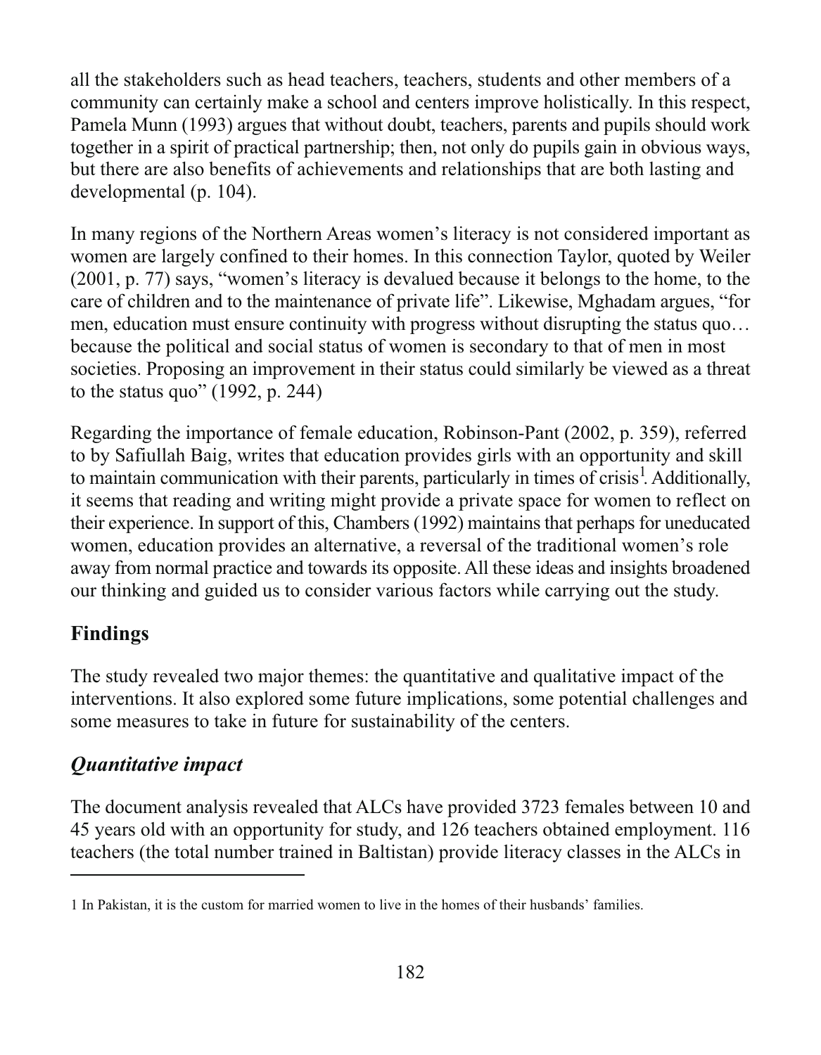all the stakeholders such as head teachers, teachers, students and other members of a community can certainly make a school and centers improve holistically. In this respect, Pamela Munn (1993) argues that without doubt, teachers, parents and pupils should work together in a spirit of practical partnership; then, not only do pupils gain in obvious ways, but there are also benefits of achievements and relationships that are both lasting and developmental (p. 104).

In many regions of the Northern Areas women's literacy is not considered important as women are largely confined to their homes. In this connection Taylor, quoted by Weiler (2001, p. 77) says, "women's literacy is devalued because it belongs to the home, to the care of children and to the maintenance of private life". Likewise, Mghadam argues, "for men, education must ensure continuity with progress without disrupting the status quo… because the political and social status of women is secondary to that of men in most societies. Proposing an improvement in their status could similarly be viewed as a threat to the status quo" (1992, p. 244)

Regarding the importance of female education, Robinson-Pant (2002, p. 359), referred to by Safiullah Baig, writes that education provides girls with an opportunity and skill to maintain communication with their parents, particularly in times of crisis[1]. Additionally, it seems that reading and writing might provide a private space for women to reflect on their experience. In support of this, Chambers (1992) maintains that perhaps for uneducated women, education provides an alternative, a reversal of the traditional women's role away from normal practice and towards its opposite. All these ideas and insights broadened our thinking and guided us to consider various factors while carrying out the study.

## Findings

The study revealed two major themes: the quantitative and qualitative impact of the interventions. It also explored some future implications, some potential challenges and some measures to take in future for sustainability of the centers.

### *Quantitative impact*

The document analysis revealed that ALCs have provided 3723 females between 10 and 45 years old with an opportunity for study, and 126 teachers obtained employment. 116 teachers (the total number trained in Baltistan) provide literacy classes in the ALCs in

---

1 In Pakistan, it is the custom for married women to live in the homes of their husbands' families.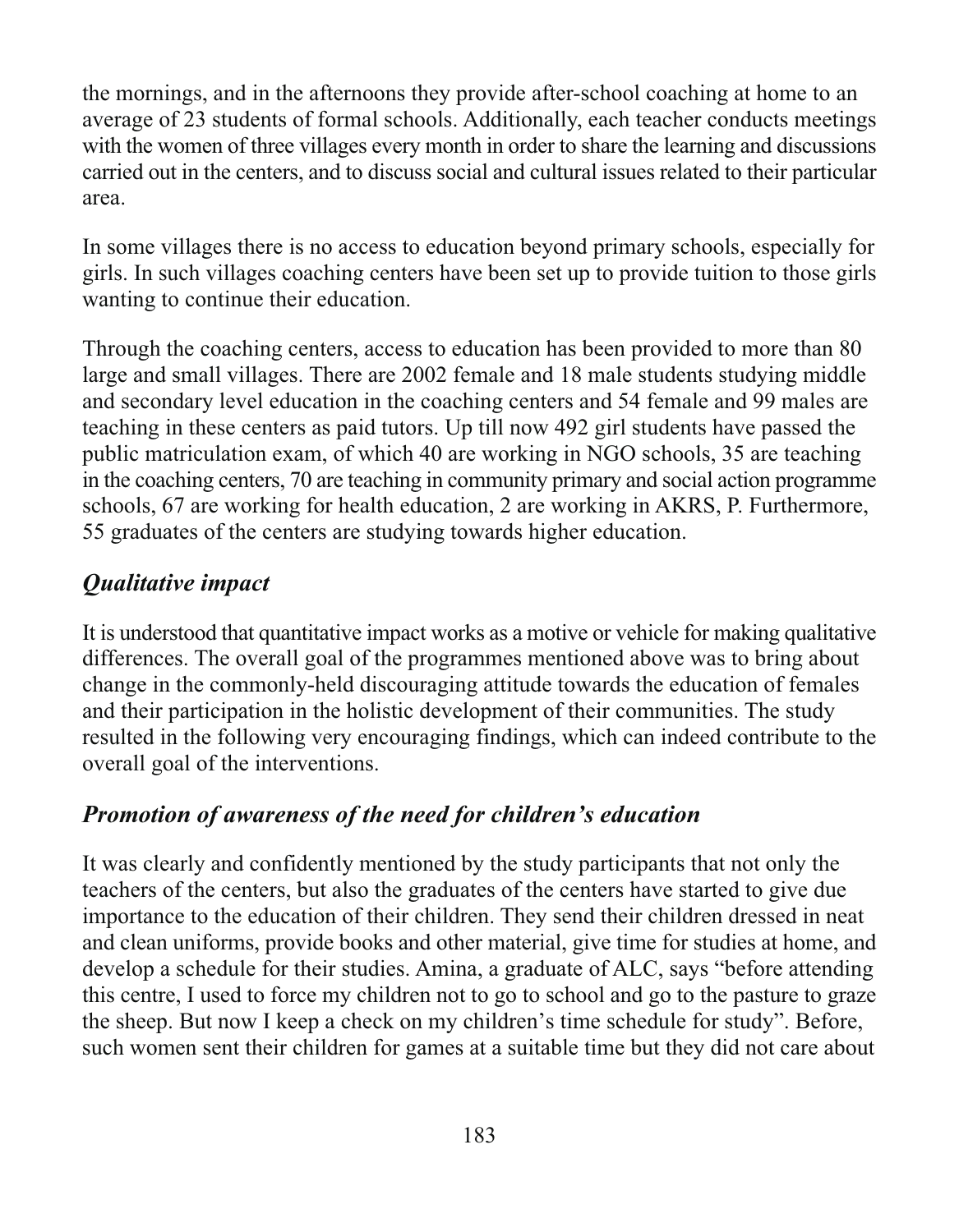the mornings, and in the afternoons they provide after-school coaching at home to an average of 23 students of formal schools. Additionally, each teacher conducts meetings with the women of three villages every month in order to share the learning and discussions carried out in the centers, and to discuss social and cultural issues related to their particular area.

In some villages there is no access to education beyond primary schools, especially for girls. In such villages coaching centers have been set up to provide tuition to those girls wanting to continue their education.

Through the coaching centers, access to education has been provided to more than 80 large and small villages. There are 2002 female and 18 male students studying middle and secondary level education in the coaching centers and 54 female and 99 males are teaching in these centers as paid tutors. Up till now 492 girl students have passed the public matriculation exam, of which 40 are working in NGO schools, 35 are teaching in the coaching centers, 70 are teaching in community primary and social action programme schools, 67 are working for health education, 2 are working in AKRS, P. Furthermore, 55 graduates of the centers are studying towards higher education.

### *Qualitative impact*

It is understood that quantitative impact works as a motive or vehicle for making qualitative differences. The overall goal of the programmes mentioned above was to bring about change in the commonly-held discouraging attitude towards the education of females and their participation in the holistic development of their communities. The study resulted in the following very encouraging findings, which can indeed contribute to the overall goal of the interventions.

### *Promotion of awareness of the need for children's education*

It was clearly and confidently mentioned by the study participants that not only the teachers of the centers, but also the graduates of the centers have started to give due importance to the education of their children. They send their children dressed in neat and clean uniforms, provide books and other material, give time for studies at home, and develop a schedule for their studies. Amina, a graduate of ALC, says "before attending this centre, I used to force my children not to go to school and go to the pasture to graze the sheep. But now I keep a check on my children's time schedule for study". Before, such women sent their children for games at a suitable time but they did not care about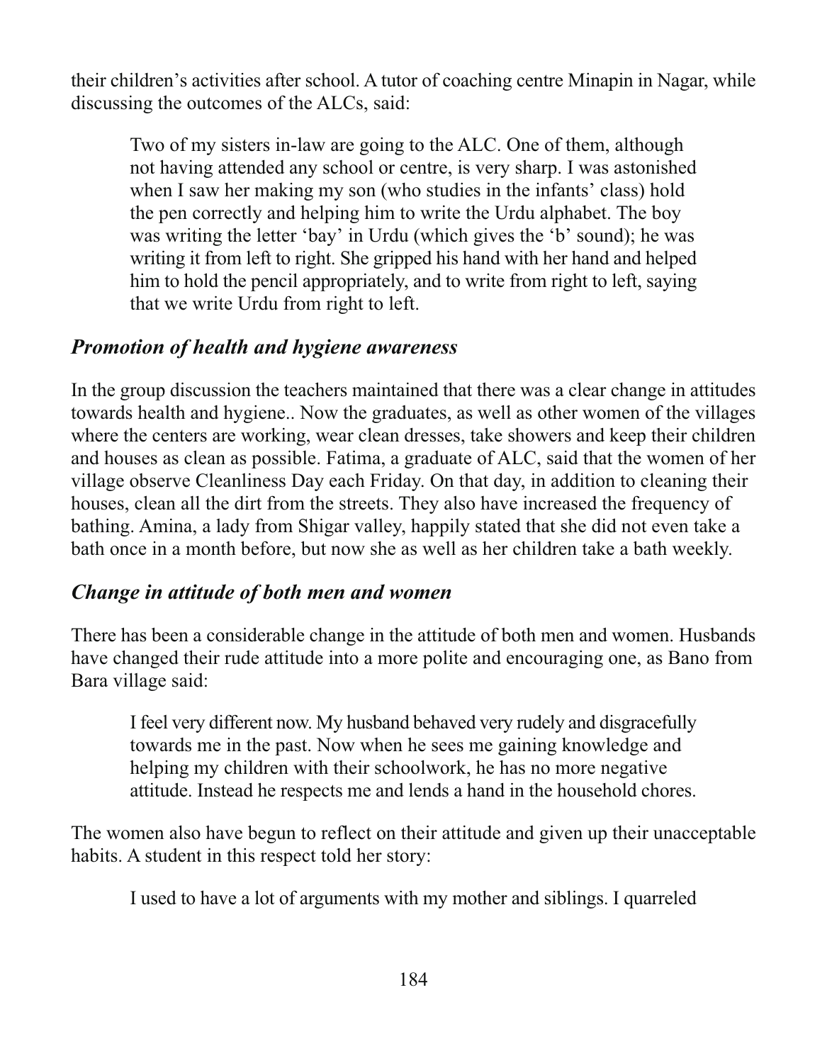their children's activities after school. A tutor of coaching centre Minapin in Nagar, while discussing the outcomes of the ALCs, said:

> Two of my sisters in-law are going to the ALC. One of them, although not having attended any school or centre, is very sharp. I was astonished when I saw her making my son (who studies in the infants' class) hold the pen correctly and helping him to write the Urdu alphabet. The boy was writing the letter 'bay' in Urdu (which gives the 'b' sound); he was writing it from left to right. She gripped his hand with her hand and helped him to hold the pencil appropriately, and to write from right to left, saying that we write Urdu from right to left.

### *Promotion of health and hygiene awareness*

In the group discussion the teachers maintained that there was a clear change in attitudes towards health and hygiene.. Now the graduates, as well as other women of the villages where the centers are working, wear clean dresses, take showers and keep their children and houses as clean as possible. Fatima, a graduate of ALC, said that the women of her village observe Cleanliness Day each Friday. On that day, in addition to cleaning their houses, clean all the dirt from the streets. They also have increased the frequency of bathing. Amina, a lady from Shigar valley, happily stated that she did not even take a bath once in a month before, but now she as well as her children take a bath weekly.

### *Change in attitude of both men and women*

There has been a considerable change in the attitude of both men and women. Husbands have changed their rude attitude into a more polite and encouraging one, as Bano from Bara village said:

> I feel very different now. My husband behaved very rudely and disgracefully towards me in the past. Now when he sees me gaining knowledge and helping my children with their schoolwork, he has no more negative attitude. Instead he respects me and lends a hand in the household chores.

The women also have begun to reflect on their attitude and given up their unacceptable habits. A student in this respect told her story:

> I used to have a lot of arguments with my mother and siblings. I quarreled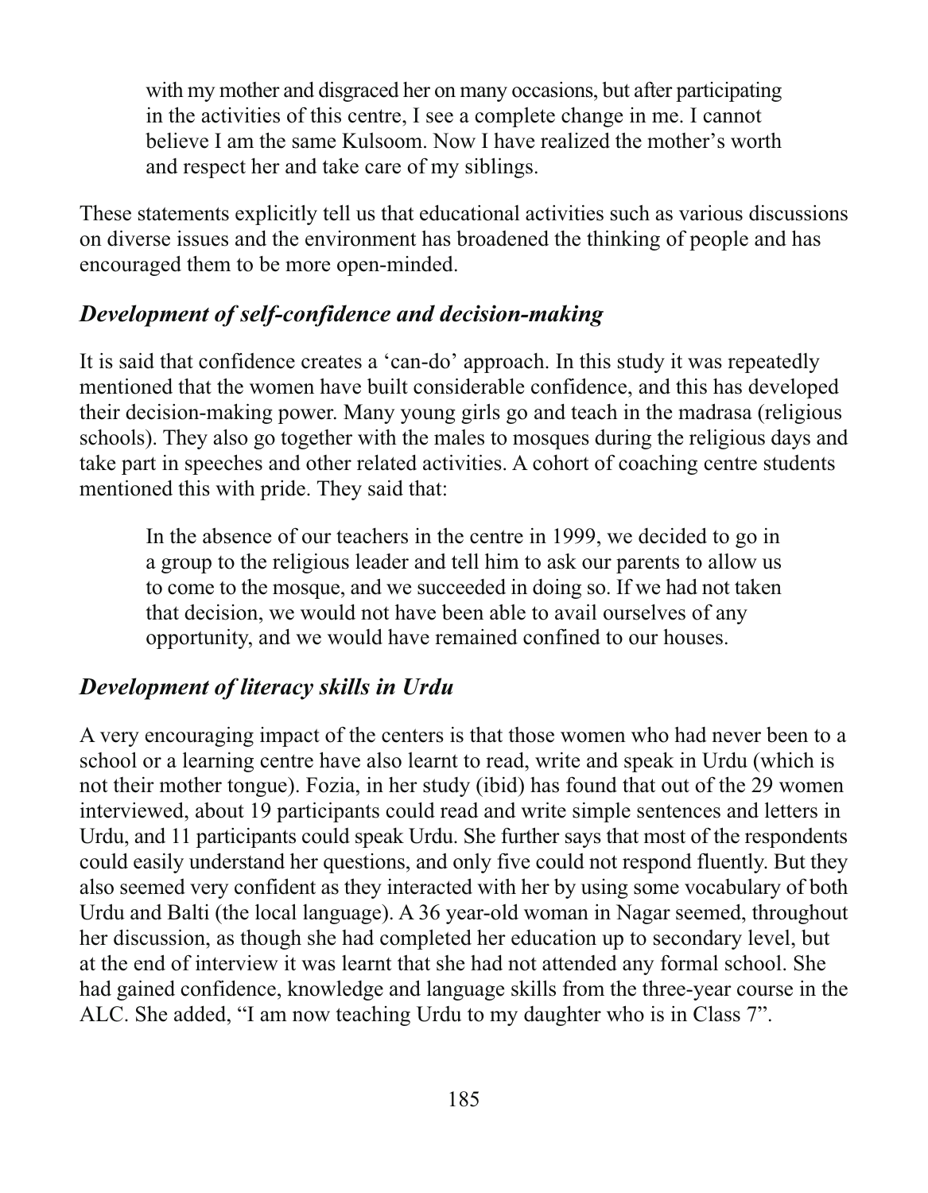> with my mother and disgraced her on many occasions, but after participating in the activities of this centre, I see a complete change in me. I cannot believe I am the same Kulsoom. Now I have realized the mother's worth and respect her and take care of my siblings.

These statements explicitly tell us that educational activities such as various discussions on diverse issues and the environment has broadened the thinking of people and has encouraged them to be more open-minded.

### *Development of self-confidence and decision-making*

It is said that confidence creates a 'can-do' approach. In this study it was repeatedly mentioned that the women have built considerable confidence, and this has developed their decision-making power. Many young girls go and teach in the madrasa (religious schools). They also go together with the males to mosques during the religious days and take part in speeches and other related activities. A cohort of coaching centre students mentioned this with pride. They said that:

> In the absence of our teachers in the centre in 1999, we decided to go in a group to the religious leader and tell him to ask our parents to allow us to come to the mosque, and we succeeded in doing so. If we had not taken that decision, we would not have been able to avail ourselves of any opportunity, and we would have remained confined to our houses.

### *Development of literacy skills in Urdu*

A very encouraging impact of the centers is that those women who had never been to a school or a learning centre have also learnt to read, write and speak in Urdu (which is not their mother tongue). Fozia, in her study (ibid) has found that out of the 29 women interviewed, about 19 participants could read and write simple sentences and letters in Urdu, and 11 participants could speak Urdu. She further says that most of the respondents could easily understand her questions, and only five could not respond fluently. But they also seemed very confident as they interacted with her by using some vocabulary of both Urdu and Balti (the local language). A 36 year-old woman in Nagar seemed, throughout her discussion, as though she had completed her education up to secondary level, but at the end of interview it was learnt that she had not attended any formal school. She had gained confidence, knowledge and language skills from the three-year course in the ALC. She added, "I am now teaching Urdu to my daughter who is in Class 7".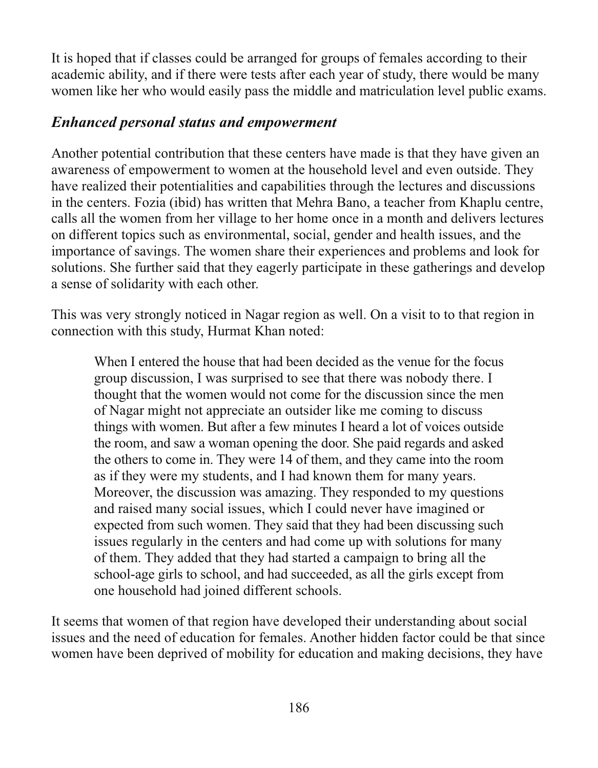It is hoped that if classes could be arranged for groups of females according to their academic ability, and if there were tests after each year of study, there would be many women like her who would easily pass the middle and matriculation level public exams.

### *Enhanced personal status and empowerment*

Another potential contribution that these centers have made is that they have given an awareness of empowerment to women at the household level and even outside. They have realized their potentialities and capabilities through the lectures and discussions in the centers. Fozia (ibid) has written that Mehra Bano, a teacher from Khaplu centre, calls all the women from her village to her home once in a month and delivers lectures on different topics such as environmental, social, gender and health issues, and the importance of savings. The women share their experiences and problems and look for solutions. She further said that they eagerly participate in these gatherings and develop a sense of solidarity with each other.

This was very strongly noticed in Nagar region as well. On a visit to to that region in connection with this study, Hurmat Khan noted:

> When I entered the house that had been decided as the venue for the focus group discussion, I was surprised to see that there was nobody there. I thought that the women would not come for the discussion since the men of Nagar might not appreciate an outsider like me coming to discuss things with women. But after a few minutes I heard a lot of voices outside the room, and saw a woman opening the door. She paid regards and asked the others to come in. They were 14 of them, and they came into the room as if they were my students, and I had known them for many years. Moreover, the discussion was amazing. They responded to my questions and raised many social issues, which I could never have imagined or expected from such women. They said that they had been discussing such issues regularly in the centers and had come up with solutions for many of them. They added that they had started a campaign to bring all the school-age girls to school, and had succeeded, as all the girls except from one household had joined different schools.

It seems that women of that region have developed their understanding about social issues and the need of education for females. Another hidden factor could be that since women have been deprived of mobility for education and making decisions, they have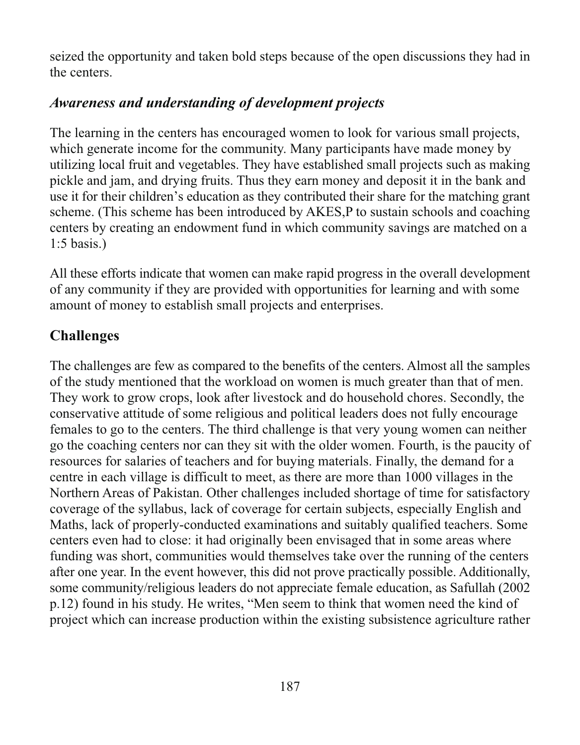seized the opportunity and taken bold steps because of the open discussions they had in the centers.

### *Awareness and understanding of development projects*

The learning in the centers has encouraged women to look for various small projects, which generate income for the community. Many participants have made money by utilizing local fruit and vegetables. They have established small projects such as making pickle and jam, and drying fruits. Thus they earn money and deposit it in the bank and use it for their children's education as they contributed their share for the matching grant scheme. (This scheme has been introduced by AKES,P to sustain schools and coaching centers by creating an endowment fund in which community savings are matched on a 1:5 basis.)

All these efforts indicate that women can make rapid progress in the overall development of any community if they are provided with opportunities for learning and with some amount of money to establish small projects and enterprises.

## Challenges

The challenges are few as compared to the benefits of the centers. Almost all the samples of the study mentioned that the workload on women is much greater than that of men. They work to grow crops, look after livestock and do household chores. Secondly, the conservative attitude of some religious and political leaders does not fully encourage females to go to the centers. The third challenge is that very young women can neither go the coaching centers nor can they sit with the older women. Fourth, is the paucity of resources for salaries of teachers and for buying materials. Finally, the demand for a centre in each village is difficult to meet, as there are more than 1000 villages in the Northern Areas of Pakistan. Other challenges included shortage of time for satisfactory coverage of the syllabus, lack of coverage for certain subjects, especially English and Maths, lack of properly-conducted examinations and suitably qualified teachers. Some centers even had to close: it had originally been envisaged that in some areas where funding was short, communities would themselves take over the running of the centers after one year. In the event however, this did not prove practically possible. Additionally, some community/religious leaders do not appreciate female education, as Safullah (2002 p.12) found in his study. He writes, "Men seem to think that women need the kind of project which can increase production within the existing subsistence agriculture rather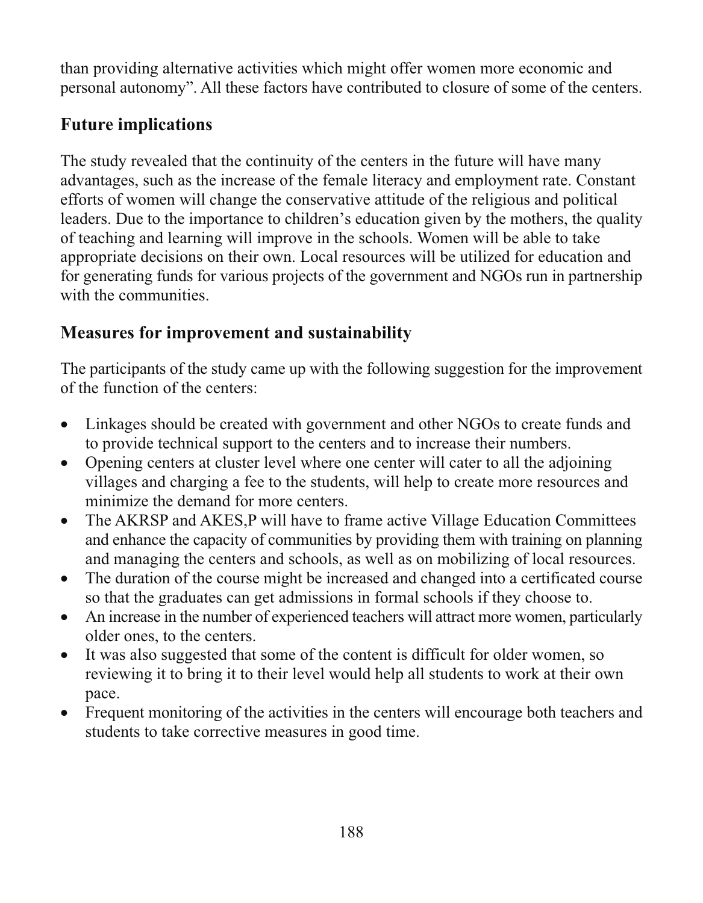than providing alternative activities which might offer women more economic and personal autonomy". All these factors have contributed to closure of some of the centers.

## Future implications

The study revealed that the continuity of the centers in the future will have many advantages, such as the increase of the female literacy and employment rate. Constant efforts of women will change the conservative attitude of the religious and political leaders. Due to the importance to children's education given by the mothers, the quality of teaching and learning will improve in the schools. Women will be able to take appropriate decisions on their own. Local resources will be utilized for education and for generating funds for various projects of the government and NGOs run in partnership with the communities.

## Measures for improvement and sustainability

The participants of the study came up with the following suggestion for the improvement of the function of the centers:

- Linkages should be created with government and other NGOs to create funds and to provide technical support to the centers and to increase their numbers.
- Opening centers at cluster level where one center will cater to all the adjoining villages and charging a fee to the students, will help to create more resources and minimize the demand for more centers.
- The AKRSP and AKES,P will have to frame active Village Education Committees and enhance the capacity of communities by providing them with training on planning and managing the centers and schools, as well as on mobilizing of local resources.
- The duration of the course might be increased and changed into a certificated course so that the graduates can get admissions in formal schools if they choose to.
- An increase in the number of experienced teachers will attract more women, particularly older ones, to the centers.
- It was also suggested that some of the content is difficult for older women, so reviewing it to bring it to their level would help all students to work at their own pace.
- Frequent monitoring of the activities in the centers will encourage both teachers and students to take corrective measures in good time.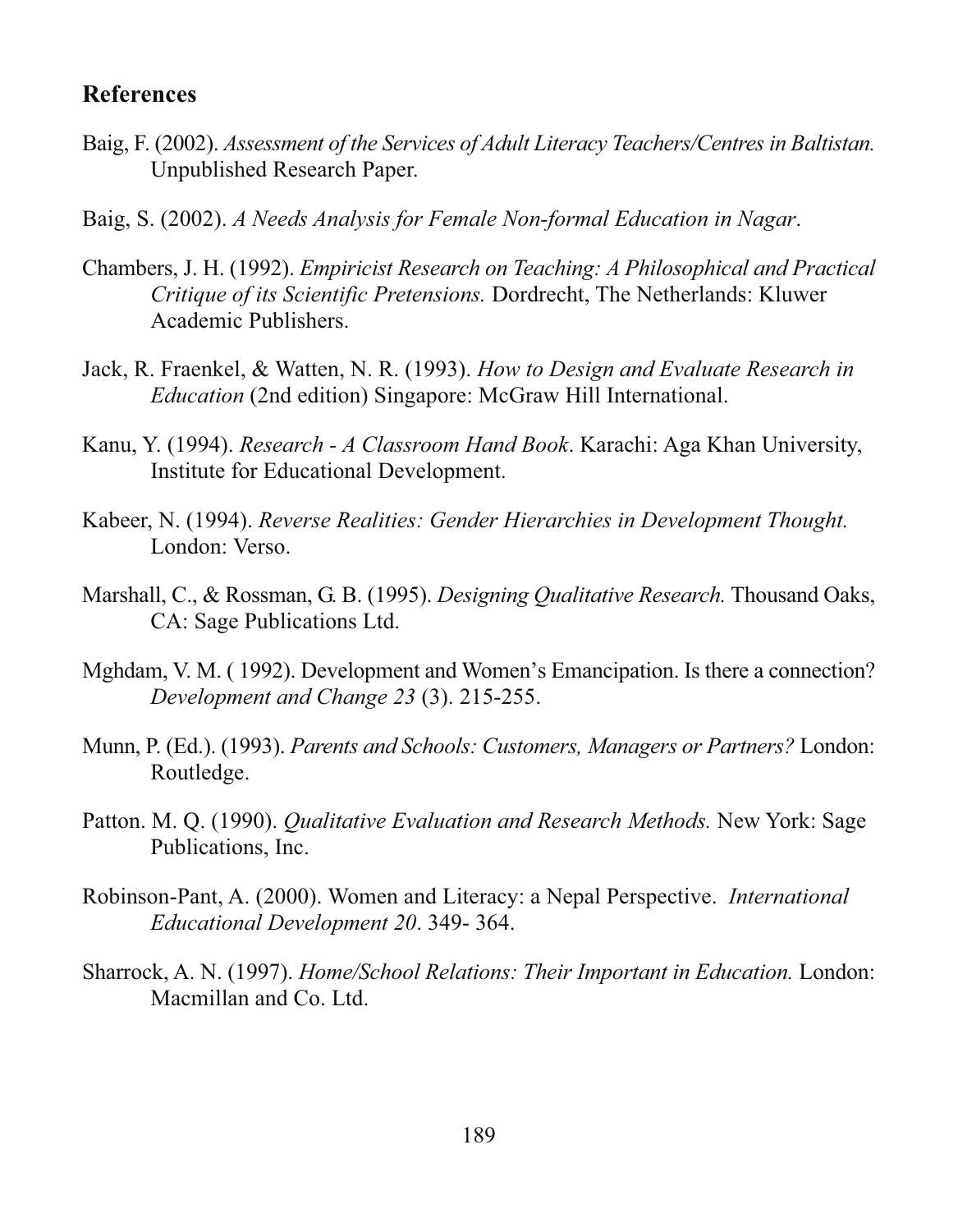## References

Baig, F. (2002). *Assessment of the Services of Adult Literacy Teachers/Centres in Baltistan.* Unpublished Research Paper.

Baig, S. (2002). *A Needs Analysis for Female Non-formal Education in Nagar*.

Chambers, J. H. (1992). *Empiricist Research on Teaching: A Philosophical and Practical Critique of its Scientific Pretensions.* Dordrecht, The Netherlands: Kluwer Academic Publishers.

Jack, R. Fraenkel, & Watten, N. R. (1993). *How to Design and Evaluate Research in Education* (2nd edition) Singapore: McGraw Hill International.

Kanu, Y. (1994). *Research - A Classroom Hand Book*. Karachi: Aga Khan University, Institute for Educational Development.

Kabeer, N. (1994). *Reverse Realities: Gender Hierarchies in Development Thought.* London: Verso.

Marshall, C., & Rossman, G. B. (1995). *Designing Qualitative Research.* Thousand Oaks, CA: Sage Publications Ltd.

Mghdam, V. M. ( 1992). Development and Women's Emancipation. Is there a connection? *Development and Change 23* (3). 215-255.

Munn, P. (Ed.). (1993). *Parents and Schools: Customers, Managers or Partners?* London: Routledge.

Patton. M. Q. (1990). *Qualitative Evaluation and Research Methods.* New York: Sage Publications, Inc.

Robinson-Pant, A. (2000). Women and Literacy: a Nepal Perspective. *International Educational Development 20*. 349- 364.

Sharrock, A. N. (1997). *Home/School Relations: Their Important in Education.* London: Macmillan and Co. Ltd.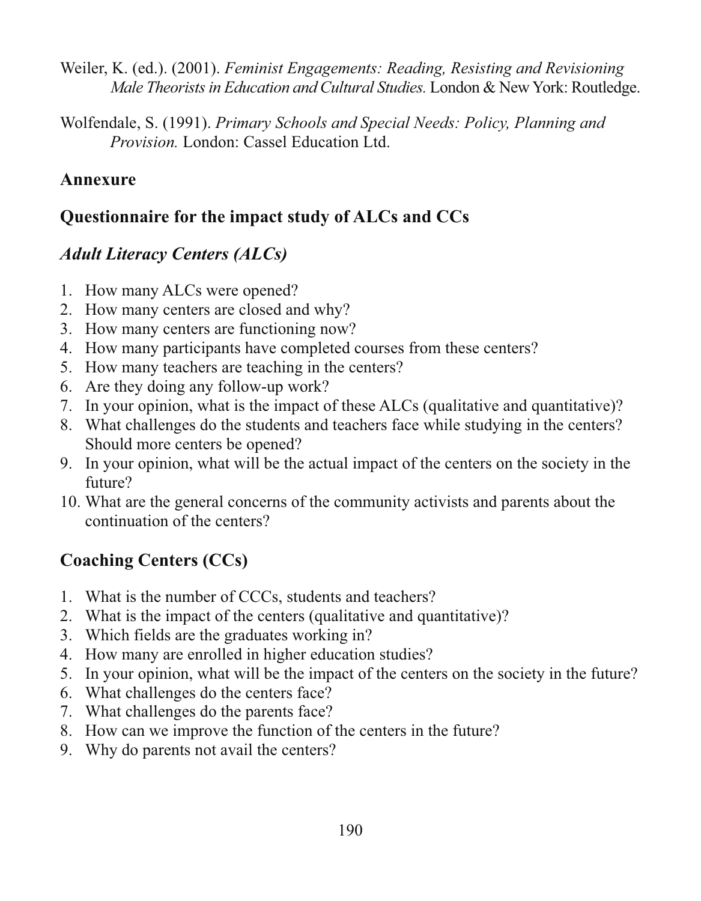Weiler, K. (ed.). (2001). *Feminist Engagements: Reading, Resisting and Revisioning Male Theorists in Education and Cultural Studies.* London & New York: Routledge.

Wolfendale, S. (1991). *Primary Schools and Special Needs: Policy, Planning and Provision.* London: Cassel Education Ltd.

## Annexure

## Questionnaire for the impact study of ALCs and CCs

### *Adult Literacy Centers (ALCs)*

1. How many ALCs were opened?
2. How many centers are closed and why?
3. How many centers are functioning now?
4. How many participants have completed courses from these centers?
5. How many teachers are teaching in the centers?
6. Are they doing any follow-up work?
7. In your opinion, what is the impact of these ALCs (qualitative and quantitative)?
8. What challenges do the students and teachers face while studying in the centers? Should more centers be opened?
9. In your opinion, what will be the actual impact of the centers on the society in the future?
10. What are the general concerns of the community activists and parents about the continuation of the centers?

### Coaching Centers (CCs)

1. What is the number of CCCs, students and teachers?
2. What is the impact of the centers (qualitative and quantitative)?
3. Which fields are the graduates working in?
4. How many are enrolled in higher education studies?
5. In your opinion, what will be the impact of the centers on the society in the future?
6. What challenges do the centers face?
7. What challenges do the parents face?
8. How can we improve the function of the centers in the future?
9. Why do parents not avail the centers?